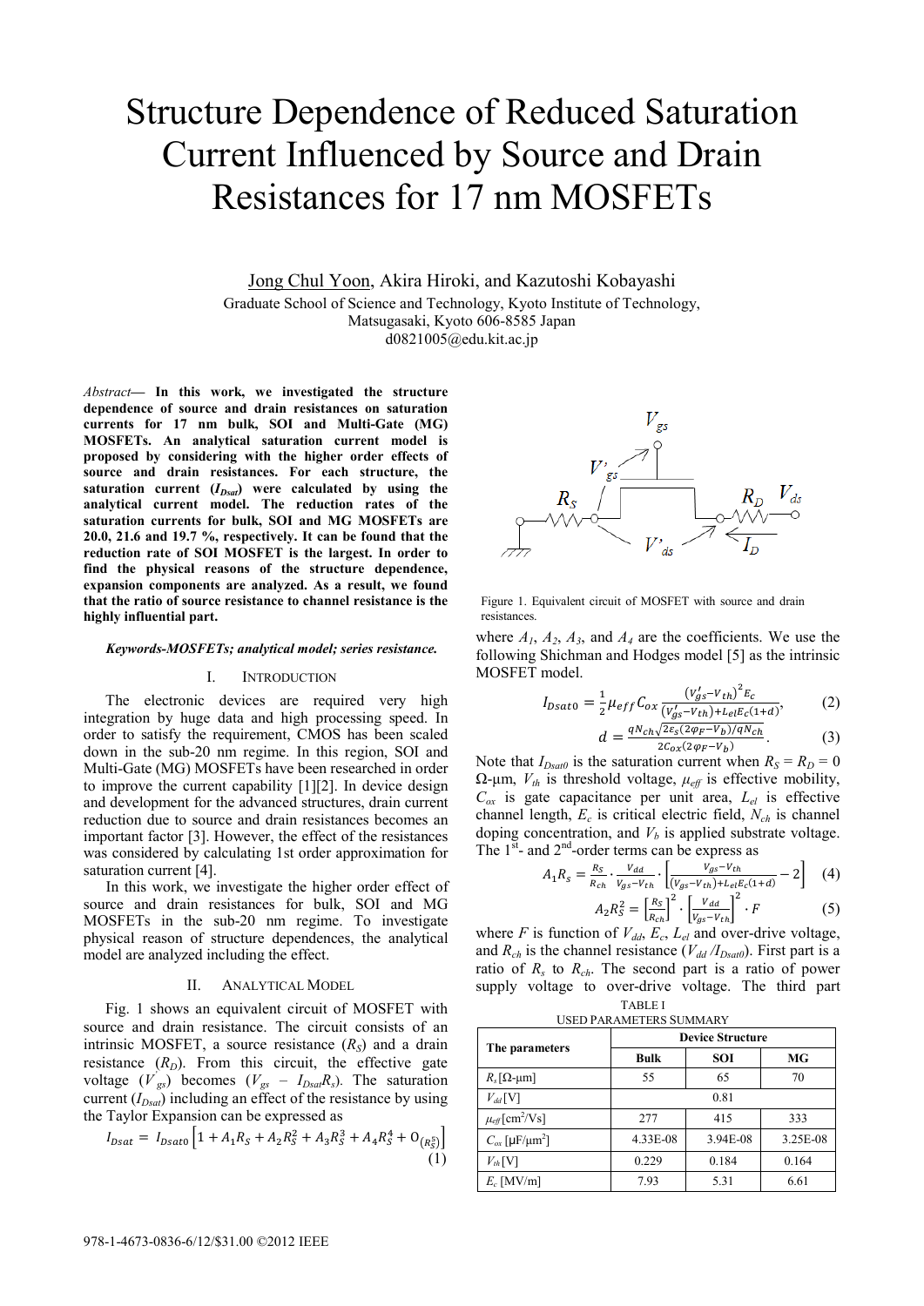# Structure Dependence of Reduced Saturation Current Influenced by Source and Drain Resistances for 17 nm MOSFETs

Jong Chul Yoon, Akira Hiroki, and Kazutoshi Kobayashi

Graduate School of Science and Technology, Kyoto Institute of Technology,
Matsugasaki, Kyoto 606-8585 Japan
d0821005@edu.kit.ac.jp

*Abstract*— **In this work, we investigated the structure dependence of source and drain resistances on saturation currents for 17 nm bulk, SOI and Multi-Gate (MG) MOSFETs. An analytical saturation current model is proposed by considering with the higher order effects of source and drain resistances. For each structure, the saturation current ($I_{Dsat}$) were calculated by using the analytical current model. The reduction rates of the saturation currents for bulk, SOI and MG MOSFETs are 20.0, 21.6 and 19.7 %, respectively. It can be found that the reduction rate of SOI MOSFET is the largest. In order to find the physical reasons of the structure dependence, expansion components are analyzed. As a result, we found that the ratio of source resistance to channel resistance is the highly influential part.**

***Keywords-MOSFETs; analytical model; series resistance.***

## I. INTRODUCTION

The electronic devices are required very high integration by huge data and high processing speed. In order to satisfy the requirement, CMOS has been scaled down in the sub-20 nm regime. In this region, SOI and Multi-Gate (MG) MOSFETs have been researched in order to improve the current capability [1][2]. In device design and development for the advanced structures, drain current reduction due to source and drain resistances becomes an important factor [3]. However, the effect of the resistances was considered by calculating 1st order approximation for saturation current [4].

In this work, we investigate the higher order effect of source and drain resistances for bulk, SOI and MG MOSFETs in the sub-20 nm regime. To investigate physical reason of structure dependences, the analytical model are analyzed including the effect.

## II. ANALYTICAL MODEL

Fig. 1 shows an equivalent circuit of MOSFET with source and drain resistance. The circuit consists of an intrinsic MOSFET, a source resistance ($R_S$) and a drain resistance ($R_D$). From this circuit, the effective gate voltage ($V'_{gs}$) becomes ($V_{gs}$ – $I_{Dsat}R_s$). The saturation current ($I_{Dsat}$) including an effect of the resistance by using the Taylor Expansion can be expressed as

$$I_{Dsat} = I_{Dsat0}\left[1 + A_1R_S + A_2R_S^2 + A_3R_S^3 + A_4R_S^4 + O_{(R_S^5)}\right] \quad (1)$$

Figure 1. Equivalent circuit of MOSFET with source and drain resistances.

where $A_1$, $A_2$, $A_3$, and $A_4$ are the coefficients. We use the following Shichman and Hodges model [5] as the intrinsic MOSFET model.

$$I_{Dsat0} = \frac{1}{2}\mu_{eff}C_{ox}\frac{(V'_{gs}-V_{th})^2E_c}{(V'_{gs}-V_{th})+L_{el}E_c(1+d)}, \quad (2)$$

$$d = \frac{qN_{ch}\sqrt{2\varepsilon_s(2\varphi_F-V_b)/qN_{ch}}}{2C_{ox}(2\varphi_F-V_b)}. \quad (3)$$

Note that $I_{Dsat0}$ is the saturation current when $R_S = R_D = 0$ Ω-μm, $V_{th}$ is threshold voltage, $\mu_{eff}$ is effective mobility, $C_{ox}$ is gate capacitance per unit area, $L_{el}$ is effective channel length, $E_c$ is critical electric field, $N_{ch}$ is channel doping concentration, and $V_b$ is applied substrate voltage. The 1st- and 2nd-order terms can be express as

$$A_1R_S = \frac{R_S}{R_{ch}}\cdot\frac{V_{dd}}{V_{gs}-V_{th}}\cdot\left[\frac{V_{gs}-V_{th}}{(V_{gs}-V_{th})+L_{el}E_c(1+d)}-2\right] \quad (4)$$

$$A_2R_S^2 = \left[\frac{R_S}{R_{ch}}\right]^2\cdot\left[\frac{V_{dd}}{V_{gs}-V_{th}}\right]^2\cdot F \quad (5)$$

where $F$ is function of $V_{dd}$, $E_c$, $L_{el}$ and over-drive voltage, and $R_{ch}$ is the channel resistance ($V_{dd}$ /$I_{Dsat0}$). First part is a ratio of $R_s$ to $R_{ch}$. The second part is a ratio of power supply voltage to over-drive voltage. The third part

TABLE I
USED PARAMETERS SUMMARY

| The parameters | Device Structure | | |
|---|---|---|---|
| | **Bulk** | **SOI** | **MG** |
| $R_s$ [Ω-μm] | 55 | 65 | 70 |
| $V_{dd}$ [V] | 0.81 | | |
| $\mu_{eff}$ [cm²/Vs] | 277 | 415 | 333 |
| $C_{ox}$ [μF/μm²] | 4.33E-08 | 3.94E-08 | 3.25E-08 |
| $V_{th}$ [V] | 0.229 | 0.184 | 0.164 |
| $E_c$ [MV/m] | 7.93 | 5.31 | 6.61 |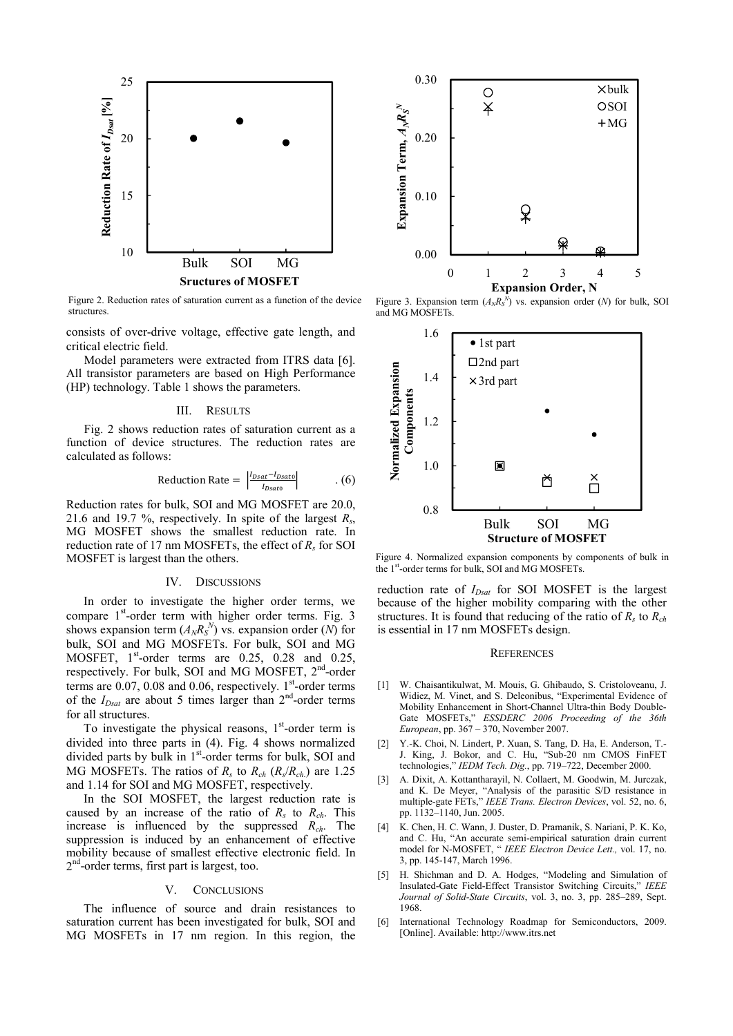25

20

15

10

Reduction Rate of $I_{Dsat}$ [%]

Bulk SOI MG

Sructures of MOSFET

Figure 2. Reduction rates of saturation current as a function of the device structures.

0.30

0.20

0.10

0.00

0 1 2 3 4 5

Expansion Term, $A_N R_S^N$

Expansion Order, N

×bulk

○SOI

+MG

Figure 3. Expansion term ($A_N R_S^N$) vs. expansion order ($N$) for bulk, SOI and MG MOSFETs.

consists of over-drive voltage, effective gate length, and critical electric field.

Model parameters were extracted from ITRS data [6]. All transistor parameters are based on High Performance (HP) technology. Table 1 shows the parameters.

## III. RESULTS

Fig. 2 shows reduction rates of saturation current as a function of device structures. The reduction rates are calculated as follows:

$$\text{Reduction Rate} = \left|\frac{I_{Dsat} - I_{Dsat0}}{I_{Dsat0}}\right| \quad . (6)$$

Reduction rates for bulk, SOI and MG MOSFET are 20.0, 21.6 and 19.7 %, respectively. In spite of the largest $R_s$, MG MOSFET shows the smallest reduction rate. In reduction rate of 17 nm MOSFETs, the effect of $R_s$ for SOI MOSFET is largest than the others.

## IV. DISCUSSIONS

In order to investigate the higher order terms, we compare 1st-order term with higher order terms. Fig. 3 shows expansion term ($A_N R_S^N$) vs. expansion order ($N$) for bulk, SOI and MG MOSFET. For bulk, SOI and MG MOSFET, 1st-order terms are 0.25, 0.28 and 0.25, respectively. For bulk, SOI and MG MOSFET, 2nd-order terms are 0.07, 0.08 and 0.06, respectively. 1st-order terms of the $I_{Dsat}$ are about 5 times larger than 2nd-order terms for all structures.

To investigate the physical reasons, 1st-order term is divided into three parts in (4). Fig. 4 shows normalized divided parts by bulk in 1st-order terms for bulk, SOI and MG MOSFETs. The ratios of $R_s$ to $R_{ch}$ ($R_s/R_{ch}$) are 1.25 and 1.14 for SOI and MG MOSFET, respectively.

In the SOI MOSFET, the largest reduction rate is caused by an increase of the ratio of $R_s$ to $R_{ch}$. This increase is influenced by the suppressed $R_{ch}$. The suppression is induced by an enhancement of effective mobility because of smallest effective electronic field. In 2nd-order terms, first part is largest, too.

1.6

1.4

1.2

1.0

0.8

Normalized Expansion Components

Bulk SOI MG

Structure of MOSFET

• 1st part

□2nd part

×3rd part

Figure 4. Normalized expansion components by components of bulk in the 1st-order terms for bulk, SOI and MG MOSFETs.

## V. CONCLUSIONS

The influence of source and drain resistances to saturation current has been investigated for bulk, SOI and MG MOSFETs in 17 nm region. In this region, the reduction rate of $I_{Dsat}$ for SOI MOSFET is the largest because of the higher mobility comparing with the other structures. It is found that reducing of the ratio of $R_s$ to $R_{ch}$ is essential in 17 nm MOSFETs design.

## REFERENCES

[1] W. Chaisantikulwat, M. Mouis, G. Ghibaudo, S. Cristoloveanu, J. Widiez, M. Vinet, and S. Deleonibus, "Experimental Evidence of Mobility Enhancement in Short-Channel Ultra-thin Body Double-Gate MOSFETs," *ESSDERC 2006 Proceeding of the 36th European*, pp. 367 – 370, November 2007.

[2] Y.-K. Choi, N. Lindert, P. Xuan, S. Tang, D. Ha, E. Anderson, T.-J. King, J. Bokor, and C. Hu, "Sub-20 nm CMOS FinFET technologies," *IEDM Tech. Dig.*, pp. 719–722, December 2000.

[3] A. Dixit, A. Kottantharayil, N. Collaert, M. Goodwin, M. Jurczak, and K. De Meyer, "Analysis of the parasitic S/D resistance in multiple-gate FETs," *IEEE Trans. Electron Devices*, vol. 52, no. 6, pp. 1132–1140, Jun. 2005.

[4] K. Chen, H. C. Wann, J. Duster, D. Pramanik, S. Nariani, P. K. Ko, and C. Hu, "An accurate semi-empirical saturation drain current model for N-MOSFET, " *IEEE Electron Device Lett.,* vol. 17, no. 3, pp. 145-147, March 1996.

[5] H. Shichman and D. A. Hodges, "Modeling and Simulation of Insulated-Gate Field-Effect Transistor Switching Circuits," *IEEE Journal of Solid-State Circuits*, vol. 3, no. 3, pp. 285–289, Sept. 1968.

[6] International Technology Roadmap for Semiconductors, 2009. [Online]. Available: http://www.itrs.net